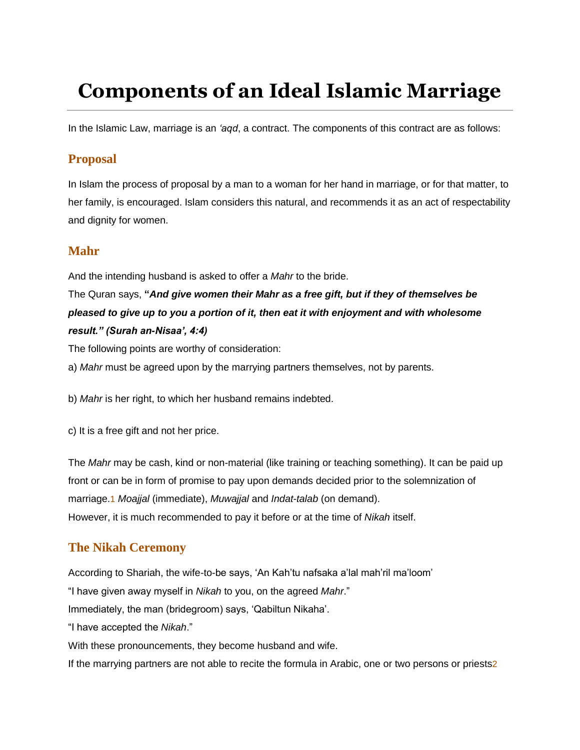# Components of an Ideal Islamic Marriage

In the Islamic Law, marriage is an *'aqd*, a contract. The components of this contract are as follows:

## Proposal

In Islam the process of proposal by a man to a woman for her hand in marriage, or for that matter, to her family, is encouraged. Islam considers this natural, and recommends it as an act of respectability and dignity for women.

## Mahr

And the intending husband is asked to offer a *Mahr* to the bride.

The Quran says, **"*And give women their Mahr as a free gift, but if they of themselves be pleased to give up to you a portion of it, then eat it with enjoyment and with wholesome result." (Surah an-Nisaa', 4:4)***

The following points are worthy of consideration:

a) *Mahr* must be agreed upon by the marrying partners themselves, not by parents.

b) *Mahr* is her right, to which her husband remains indebted.

c) It is a free gift and not her price.

The *Mahr* may be cash, kind or non-material (like training or teaching something). It can be paid up front or can be in form of promise to pay upon demands decided prior to the solemnization of marriage.[1] *Moajjal* (immediate), *Muwajjal* and *Indat-talab* (on demand).

However, it is much recommended to pay it before or at the time of *Nikah* itself.

## The Nikah Ceremony

According to Shariah, the wife-to-be says, 'An Kah'tu nafsaka a'lal mah'ril ma'loom'

"I have given away myself in *Nikah* to you, on the agreed *Mahr*."

Immediately, the man (bridegroom) says, 'Qabiltun Nikaha'.

"I have accepted the *Nikah*."

With these pronouncements, they become husband and wife.

If the marrying partners are not able to recite the formula in Arabic, one or two persons or priests[2]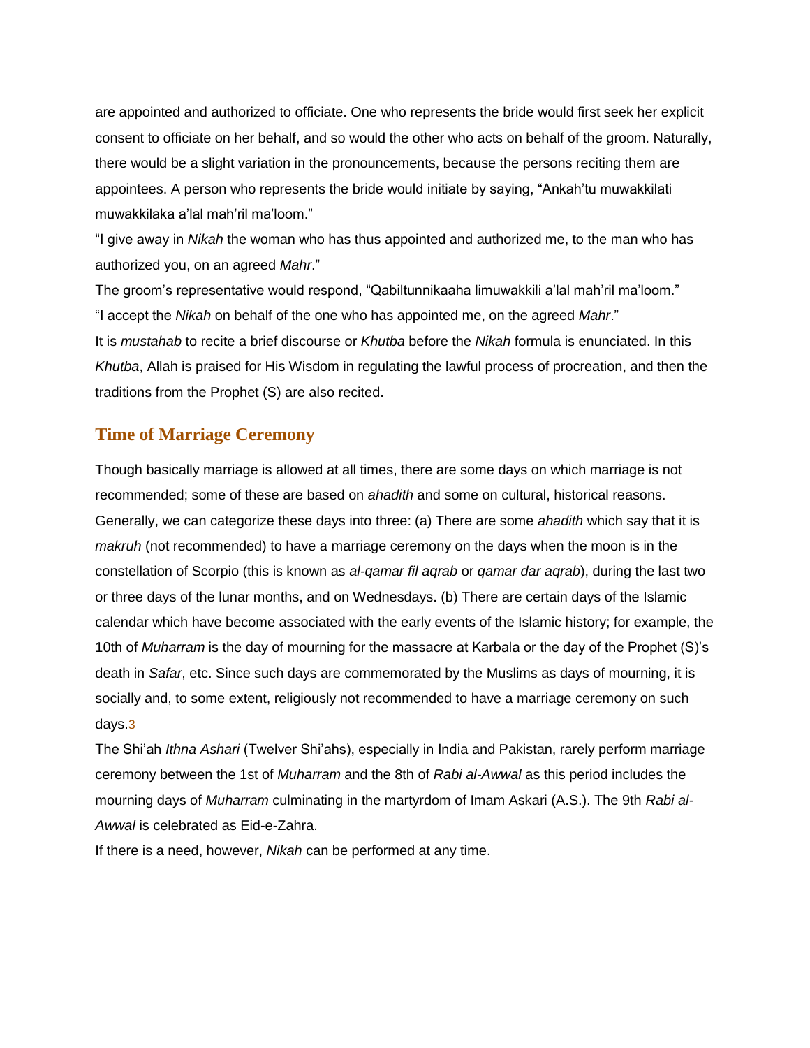are appointed and authorized to officiate. One who represents the bride would first seek her explicit consent to officiate on her behalf, and so would the other who acts on behalf of the groom. Naturally, there would be a slight variation in the pronouncements, because the persons reciting them are appointees. A person who represents the bride would initiate by saying, "Ankah'tu muwakkilati muwakkilaka a'lal mah'ril ma'loom."

"I give away in *Nikah* the woman who has thus appointed and authorized me, to the man who has authorized you, on an agreed *Mahr*."

The groom's representative would respond, "Qabiltunnikaaha limuwakkili a'lal mah'ril ma'loom."

"I accept the *Nikah* on behalf of the one who has appointed me, on the agreed *Mahr*."

It is *mustahab* to recite a brief discourse or *Khutba* before the *Nikah* formula is enunciated. In this *Khutba*, Allah is praised for His Wisdom in regulating the lawful process of procreation, and then the traditions from the Prophet (S) are also recited.

## Time of Marriage Ceremony

Though basically marriage is allowed at all times, there are some days on which marriage is not recommended; some of these are based on *ahadith* and some on cultural, historical reasons. Generally, we can categorize these days into three: (a) There are some *ahadith* which say that it is *makruh* (not recommended) to have a marriage ceremony on the days when the moon is in the constellation of Scorpio (this is known as *al-qamar fil aqrab* or *qamar dar aqrab*), during the last two or three days of the lunar months, and on Wednesdays. (b) There are certain days of the Islamic calendar which have become associated with the early events of the Islamic history; for example, the 10th of *Muharram* is the day of mourning for the massacre at Karbala or the day of the Prophet (S)'s death in *Safar*, etc. Since such days are commemorated by the Muslims as days of mourning, it is socially and, to some extent, religiously not recommended to have a marriage ceremony on such days.[3]

The Shi'ah *Ithna Ashari* (Twelver Shi'ahs), especially in India and Pakistan, rarely perform marriage ceremony between the 1st of *Muharram* and the 8th of *Rabi al-Awwal* as this period includes the mourning days of *Muharram* culminating in the martyrdom of Imam Askari (A.S.). The 9th *Rabi al-Awwal* is celebrated as Eid-e-Zahra.

If there is a need, however, *Nikah* can be performed at any time.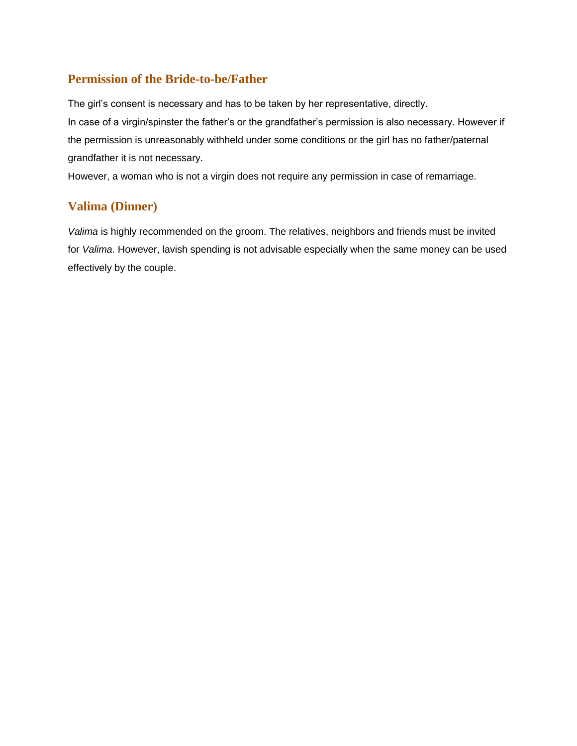## Permission of the Bride-to-be/Father

The girl's consent is necessary and has to be taken by her representative, directly.
In case of a virgin/spinster the father's or the grandfather's permission is also necessary. However if the permission is unreasonably withheld under some conditions or the girl has no father/paternal grandfather it is not necessary.
However, a woman who is not a virgin does not require any permission in case of remarriage.

## Valima (Dinner)

*Valima* is highly recommended on the groom. The relatives, neighbors and friends must be invited for *Valima*. However, lavish spending is not advisable especially when the same money can be used effectively by the couple.